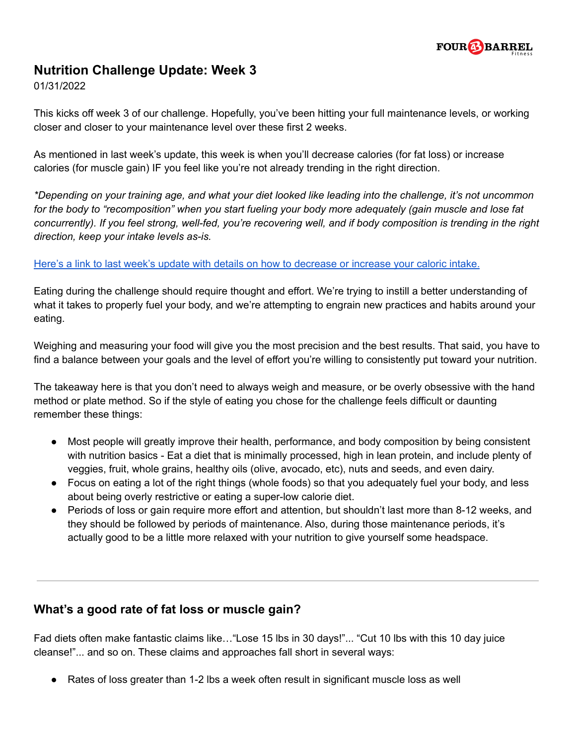# Nutrition Challenge Update: Week 3

01/31/2022

This kicks off week 3 of our challenge. Hopefully, you've been hitting your full maintenance levels, or working closer and closer to your maintenance level over these first 2 weeks.

As mentioned in last week's update, this week is when you'll decrease calories (for fat loss) or increase calories (for muscle gain) IF you feel like you're not already trending in the right direction.

*\*Depending on your training age, and what your diet looked like leading into the challenge, it's not uncommon for the body to "recomposition" when you start fueling your body more adequately (gain muscle and lose fat concurrently). If you feel strong, well-fed, you're recovering well, and if body composition is trending in the right direction, keep your intake levels as-is.*

[Here's a link to last week's update with details on how to decrease or increase your caloric intake.]()

Eating during the challenge should require thought and effort. We're trying to instill a better understanding of what it takes to properly fuel your body, and we're attempting to engrain new practices and habits around your eating.

Weighing and measuring your food will give you the most precision and the best results. That said, you have to find a balance between your goals and the level of effort you're willing to consistently put toward your nutrition.

The takeaway here is that you don't need to always weigh and measure, or be overly obsessive with the hand method or plate method. So if the style of eating you chose for the challenge feels difficult or daunting remember these things:

- Most people will greatly improve their health, performance, and body composition by being consistent with nutrition basics - Eat a diet that is minimally processed, high in lean protein, and include plenty of veggies, fruit, whole grains, healthy oils (olive, avocado, etc), nuts and seeds, and even dairy.
- Focus on eating a lot of the right things (whole foods) so that you adequately fuel your body, and less about being overly restrictive or eating a super-low calorie diet.
- Periods of loss or gain require more effort and attention, but shouldn't last more than 8-12 weeks, and they should be followed by periods of maintenance. Also, during those maintenance periods, it's actually good to be a little more relaxed with your nutrition to give yourself some headspace.

---

## What's a good rate of fat loss or muscle gain?

Fad diets often make fantastic claims like…"Lose 15 lbs in 30 days!"... "Cut 10 lbs with this 10 day juice cleanse!"... and so on. These claims and approaches fall short in several ways:

- Rates of loss greater than 1-2 lbs a week often result in significant muscle loss as well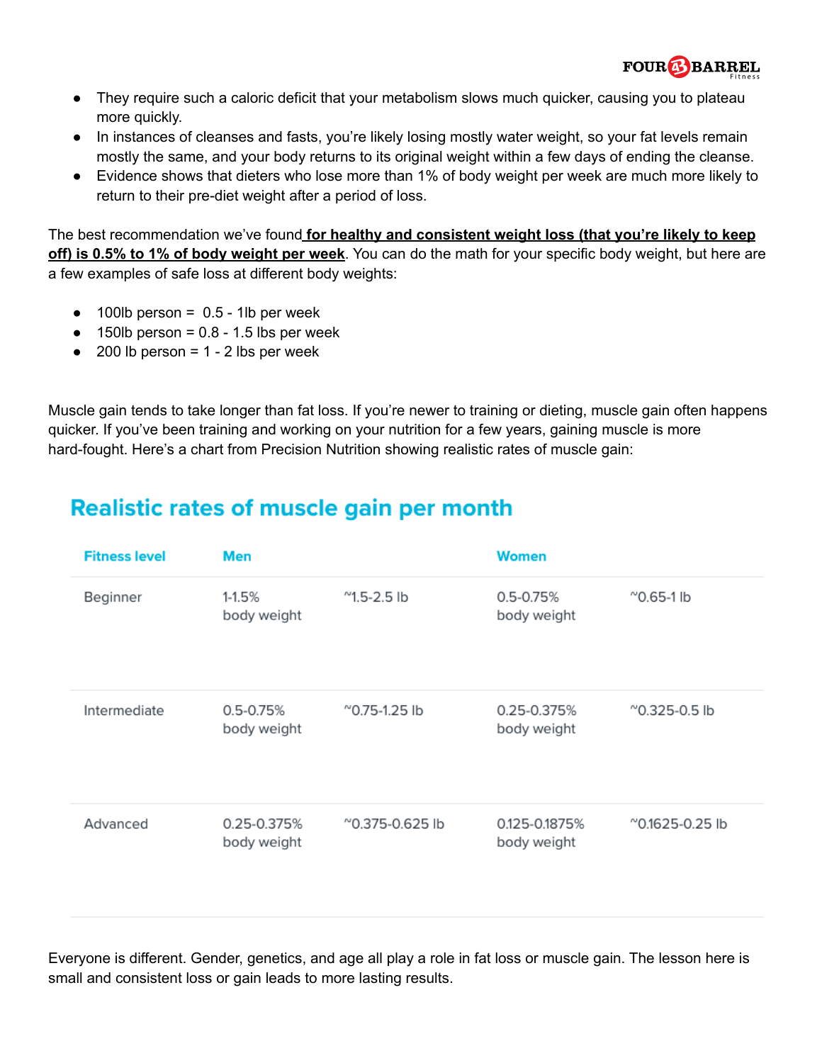- They require such a caloric deficit that your metabolism slows much quicker, causing you to plateau more quickly.
- In instances of cleanses and fasts, you're likely losing mostly water weight, so your fat levels remain mostly the same, and your body returns to its original weight within a few days of ending the cleanse.
- Evidence shows that dieters who lose more than 1% of body weight per week are much more likely to return to their pre-diet weight after a period of loss.

The best recommendation we've found **for healthy and consistent weight loss (that you're likely to keep off) is 0.5% to 1% of body weight per week**. You can do the math for your specific body weight, but here are a few examples of safe loss at different body weights:

- 100lb person = 0.5 - 1lb per week
- 150lb person = 0.8 - 1.5 lbs per week
- 200 lb person = 1 - 2 lbs per week

Muscle gain tends to take longer than fat loss. If you're newer to training or dieting, muscle gain often happens quicker. If you've been training and working on your nutrition for a few years, gaining muscle is more hard-fought. Here's a chart from Precision Nutrition showing realistic rates of muscle gain:

## Realistic rates of muscle gain per month

| Fitness level | Men | | Women | |
|---|---|---|---|---|
| Beginner | 1-1.5% body weight | ~1.5-2.5 lb | 0.5-0.75% body weight | ~0.65-1 lb |
| Intermediate | 0.5-0.75% body weight | ~0.75-1.25 lb | 0.25-0.375% body weight | ~0.325-0.5 lb |
| Advanced | 0.25-0.375% body weight | ~0.375-0.625 lb | 0.125-0.1875% body weight | ~0.1625-0.25 lb |

Everyone is different. Gender, genetics, and age all play a role in fat loss or muscle gain. The lesson here is small and consistent loss or gain leads to more lasting results.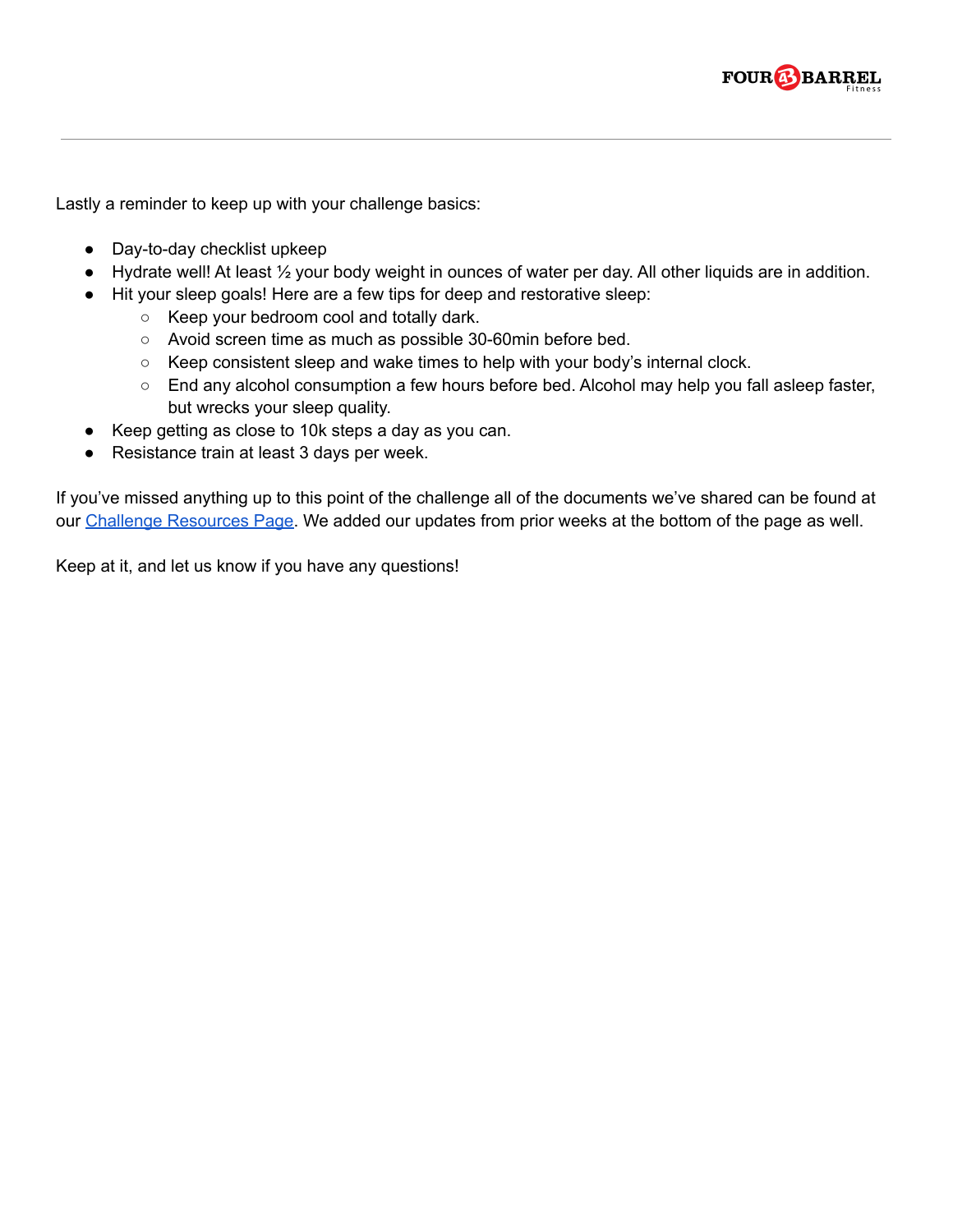Lastly a reminder to keep up with your challenge basics:

- Day-to-day checklist upkeep
- Hydrate well! At least ½ your body weight in ounces of water per day. All other liquids are in addition.
- Hit your sleep goals! Here are a few tips for deep and restorative sleep:
  - Keep your bedroom cool and totally dark.
  - Avoid screen time as much as possible 30-60min before bed.
  - Keep consistent sleep and wake times to help with your body's internal clock.
  - End any alcohol consumption a few hours before bed. Alcohol may help you fall asleep faster, but wrecks your sleep quality.
- Keep getting as close to 10k steps a day as you can.
- Resistance train at least 3 days per week.

If you've missed anything up to this point of the challenge all of the documents we've shared can be found at our Challenge Resources Page. We added our updates from prior weeks at the bottom of the page as well.

Keep at it, and let us know if you have any questions!